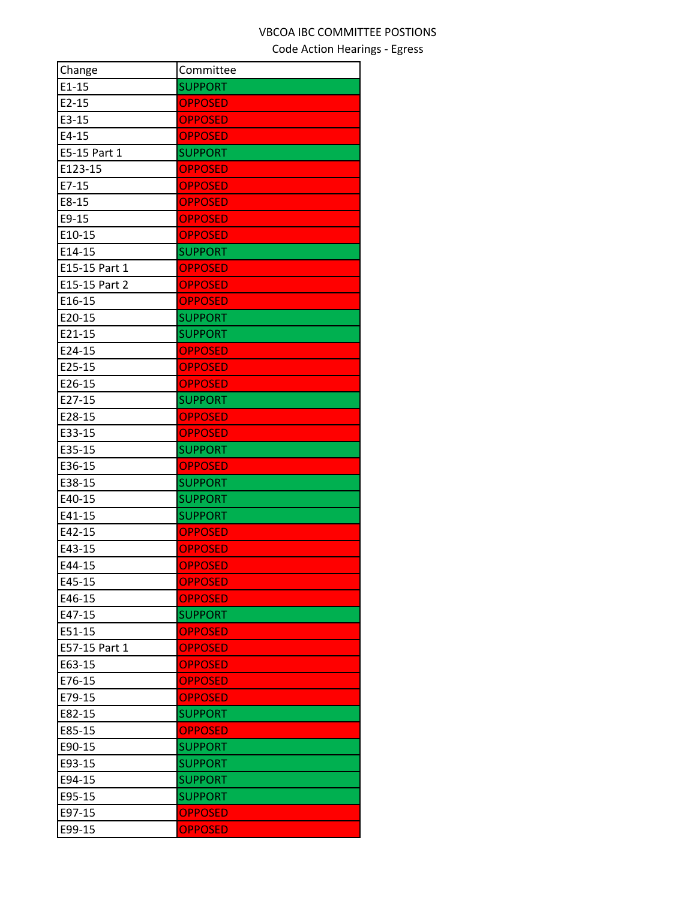# VBCOA IBC COMMITTEE POSTIONS

## Code Action Hearings - Egress

| Change | Committee |
|---|---|
| E1-15 | SUPPORT |
| E2-15 | OPPOSED |
| E3-15 | OPPOSED |
| E4-15 | OPPOSED |
| E5-15 Part 1 | SUPPORT |
| E123-15 | OPPOSED |
| E7-15 | OPPOSED |
| E8-15 | OPPOSED |
| E9-15 | OPPOSED |
| E10-15 | OPPOSED |
| E14-15 | SUPPORT |
| E15-15 Part 1 | OPPOSED |
| E15-15 Part 2 | OPPOSED |
| E16-15 | OPPOSED |
| E20-15 | SUPPORT |
| E21-15 | SUPPORT |
| E24-15 | OPPOSED |
| E25-15 | OPPOSED |
| E26-15 | OPPOSED |
| E27-15 | SUPPORT |
| E28-15 | OPPOSED |
| E33-15 | OPPOSED |
| E35-15 | SUPPORT |
| E36-15 | OPPOSED |
| E38-15 | SUPPORT |
| E40-15 | SUPPORT |
| E41-15 | SUPPORT |
| E42-15 | OPPOSED |
| E43-15 | OPPOSED |
| E44-15 | OPPOSED |
| E45-15 | OPPOSED |
| E46-15 | OPPOSED |
| E47-15 | SUPPORT |
| E51-15 | OPPOSED |
| E57-15 Part 1 | OPPOSED |
| E63-15 | OPPOSED |
| E76-15 | OPPOSED |
| E79-15 | OPPOSED |
| E82-15 | SUPPORT |
| E85-15 | OPPOSED |
| E90-15 | SUPPORT |
| E93-15 | SUPPORT |
| E94-15 | SUPPORT |
| E95-15 | SUPPORT |
| E97-15 | OPPOSED |
| E99-15 | OPPOSED |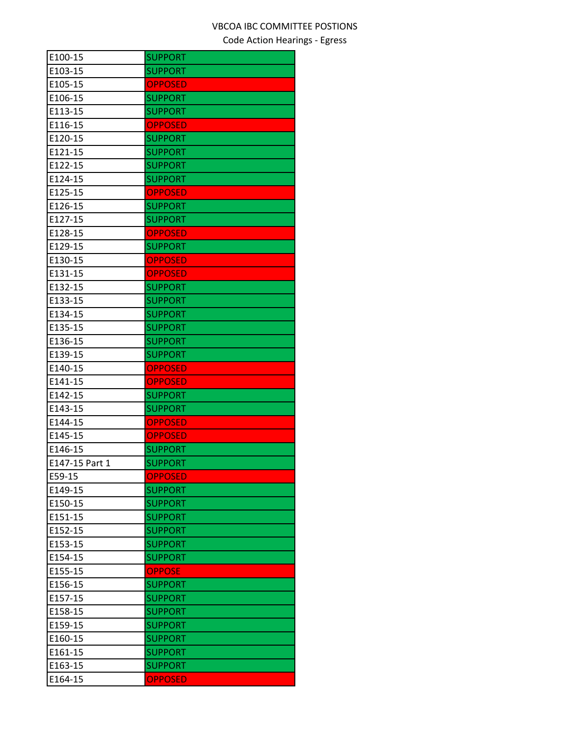VBCOA IBC COMMITTEE POSTIONS

Code Action Hearings - Egress

| | |
|---|---|
| E100-15 | SUPPORT |
| E103-15 | SUPPORT |
| E105-15 | OPPOSED |
| E106-15 | SUPPORT |
| E113-15 | SUPPORT |
| E116-15 | OPPOSED |
| E120-15 | SUPPORT |
| E121-15 | SUPPORT |
| E122-15 | SUPPORT |
| E124-15 | SUPPORT |
| E125-15 | OPPOSED |
| E126-15 | SUPPORT |
| E127-15 | SUPPORT |
| E128-15 | OPPOSED |
| E129-15 | SUPPORT |
| E130-15 | OPPOSED |
| E131-15 | OPPOSED |
| E132-15 | SUPPORT |
| E133-15 | SUPPORT |
| E134-15 | SUPPORT |
| E135-15 | SUPPORT |
| E136-15 | SUPPORT |
| E139-15 | SUPPORT |
| E140-15 | OPPOSED |
| E141-15 | OPPOSED |
| E142-15 | SUPPORT |
| E143-15 | SUPPORT |
| E144-15 | OPPOSED |
| E145-15 | OPPOSED |
| E146-15 | SUPPORT |
| E147-15 Part 1 | SUPPORT |
| E59-15 | OPPOSED |
| E149-15 | SUPPORT |
| E150-15 | SUPPORT |
| E151-15 | SUPPORT |
| E152-15 | SUPPORT |
| E153-15 | SUPPORT |
| E154-15 | SUPPORT |
| E155-15 | OPPOSE |
| E156-15 | SUPPORT |
| E157-15 | SUPPORT |
| E158-15 | SUPPORT |
| E159-15 | SUPPORT |
| E160-15 | SUPPORT |
| E161-15 | SUPPORT |
| E163-15 | SUPPORT |
| E164-15 | OPPOSED |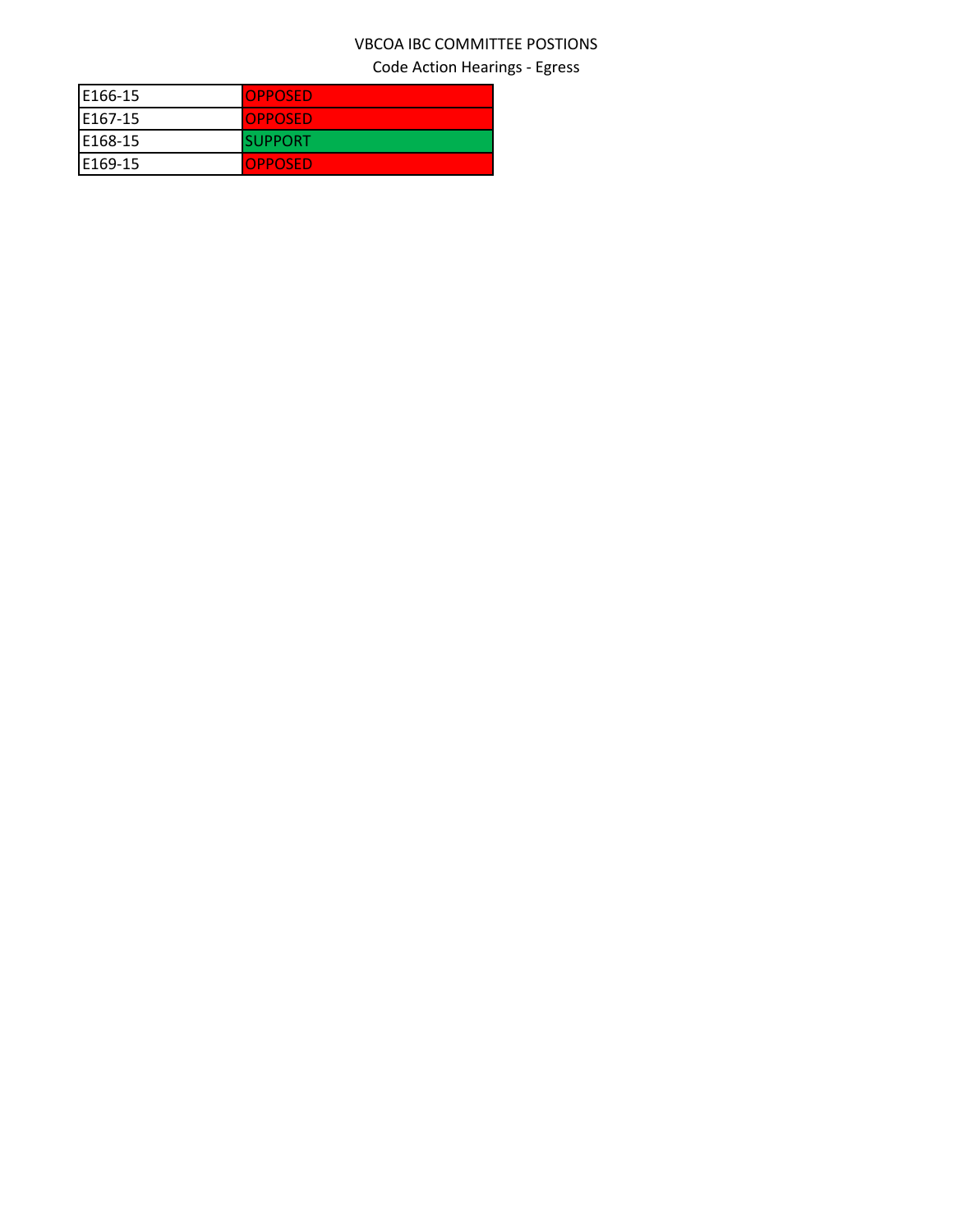VBCOA IBC COMMITTEE POSTIONS

Code Action Hearings - Egress

| | |
|---|---|
| E166-15 | OPPOSED |
| E167-15 | OPPOSED |
| E168-15 | SUPPORT |
| E169-15 | OPPOSED |